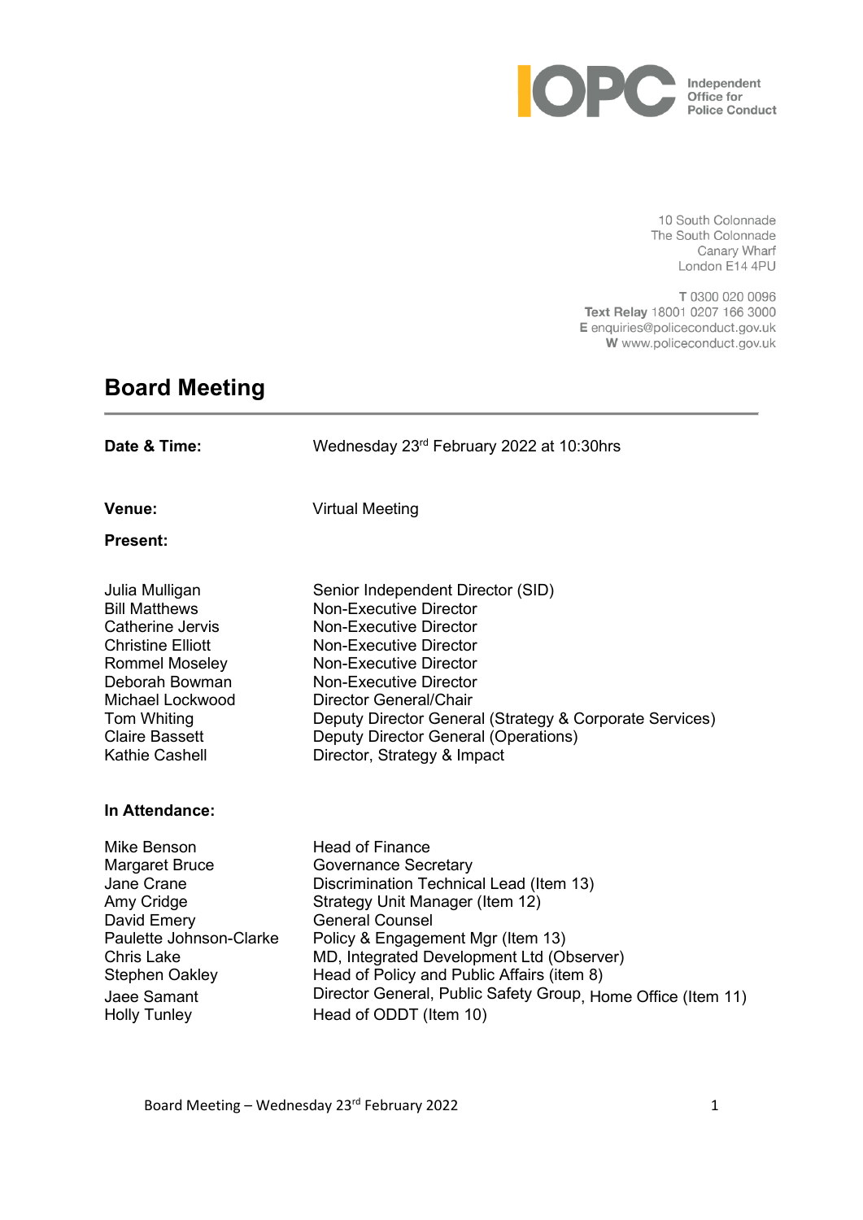Independent Office for Police Conduct

10 South Colonnade
The South Colonnade
Canary Wharf
London E14 4PU

**T** 0300 020 0096
**Text Relay** 18001 0207 166 3000
**E** enquiries@policeconduct.gov.uk
**W** www.policeconduct.gov.uk

# Board Meeting

**Date & Time:** Wednesday 23rd February 2022 at 10:30hrs

**Venue:** Virtual Meeting

**Present:**

| | |
|---|---|
| Julia Mulligan | Senior Independent Director (SID) |
| Bill Matthews | Non-Executive Director |
| Catherine Jervis | Non-Executive Director |
| Christine Elliott | Non-Executive Director |
| Rommel Moseley | Non-Executive Director |
| Deborah Bowman | Non-Executive Director |
| Michael Lockwood | Director General/Chair |
| Tom Whiting | Deputy Director General (Strategy & Corporate Services) |
| Claire Bassett | Deputy Director General (Operations) |
| Kathie Cashell | Director, Strategy & Impact |

**In Attendance:**

| | |
|---|---|
| Mike Benson | Head of Finance |
| Margaret Bruce | Governance Secretary |
| Jane Crane | Discrimination Technical Lead (Item 13) |
| Amy Cridge | Strategy Unit Manager (Item 12) |
| David Emery | General Counsel |
| Paulette Johnson-Clarke | Policy & Engagement Mgr (Item 13) |
| Chris Lake | MD, Integrated Development Ltd (Observer) |
| Stephen Oakley | Head of Policy and Public Affairs (item 8) |
| Jaee Samant | Director General, Public Safety Group, Home Office (Item 11) |
| Holly Tunley | Head of ODDT (Item 10) |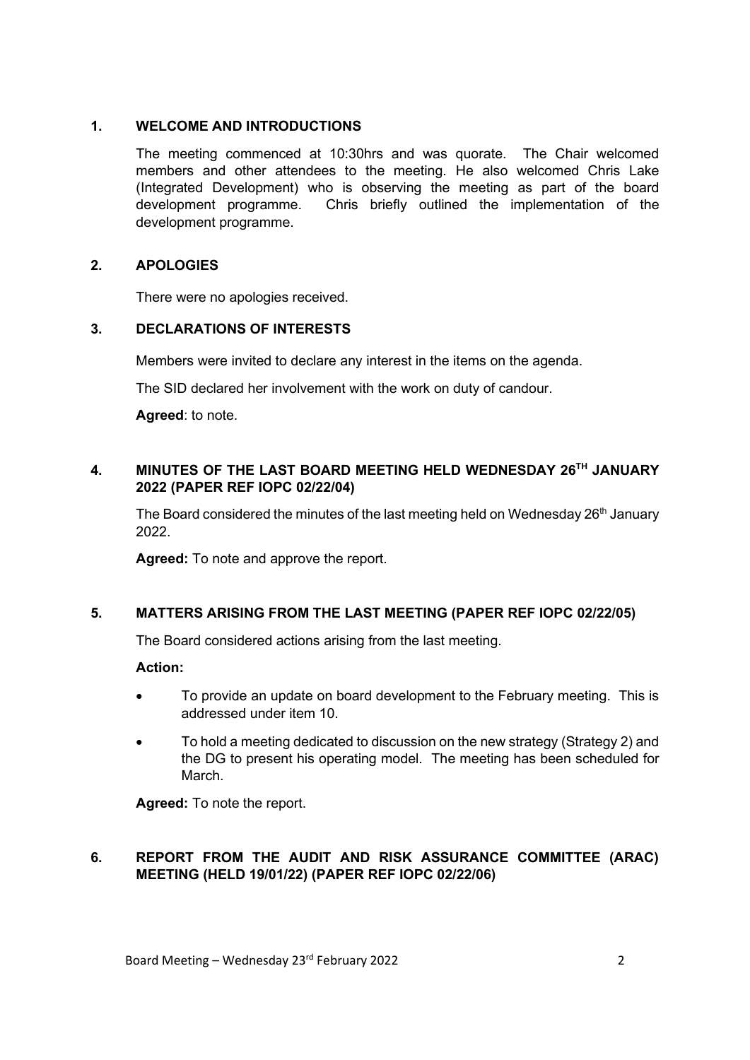## 1. WELCOME AND INTRODUCTIONS

The meeting commenced at 10:30hrs and was quorate. The Chair welcomed members and other attendees to the meeting. He also welcomed Chris Lake (Integrated Development) who is observing the meeting as part of the board development programme. Chris briefly outlined the implementation of the development programme.

## 2. APOLOGIES

There were no apologies received.

## 3. DECLARATIONS OF INTERESTS

Members were invited to declare any interest in the items on the agenda.

The SID declared her involvement with the work on duty of candour.

**Agreed**: to note.

## 4. MINUTES OF THE LAST BOARD MEETING HELD WEDNESDAY 26TH JANUARY 2022 (PAPER REF IOPC 02/22/04)

The Board considered the minutes of the last meeting held on Wednesday 26th January 2022.

**Agreed:** To note and approve the report.

## 5. MATTERS ARISING FROM THE LAST MEETING (PAPER REF IOPC 02/22/05)

The Board considered actions arising from the last meeting.

**Action:**

- To provide an update on board development to the February meeting. This is addressed under item 10.
- To hold a meeting dedicated to discussion on the new strategy (Strategy 2) and the DG to present his operating model. The meeting has been scheduled for March.

**Agreed:** To note the report.

## 6. REPORT FROM THE AUDIT AND RISK ASSURANCE COMMITTEE (ARAC) MEETING (HELD 19/01/22) (PAPER REF IOPC 02/22/06)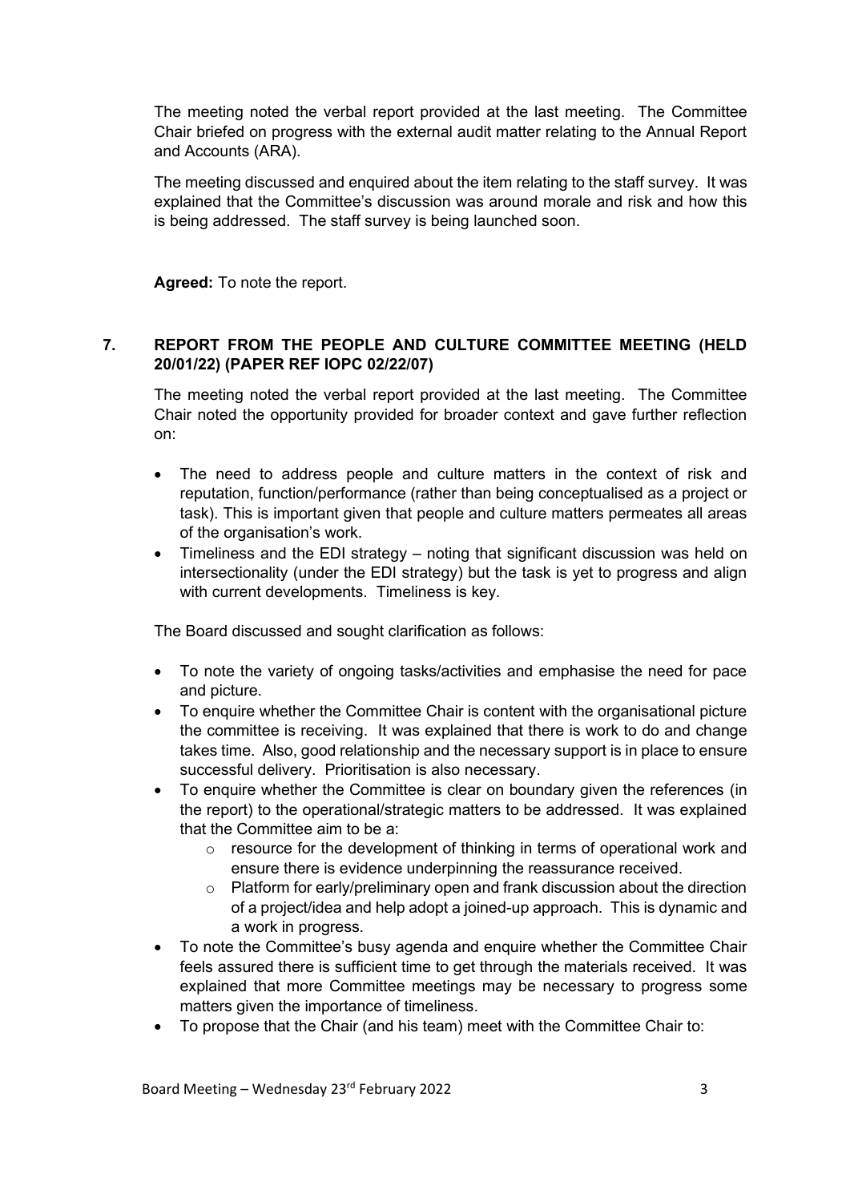The meeting noted the verbal report provided at the last meeting. The Committee Chair briefed on progress with the external audit matter relating to the Annual Report and Accounts (ARA).

The meeting discussed and enquired about the item relating to the staff survey. It was explained that the Committee's discussion was around morale and risk and how this is being addressed. The staff survey is being launched soon.

**Agreed:** To note the report.

## 7. REPORT FROM THE PEOPLE AND CULTURE COMMITTEE MEETING (HELD 20/01/22) (PAPER REF IOPC 02/22/07)

The meeting noted the verbal report provided at the last meeting. The Committee Chair noted the opportunity provided for broader context and gave further reflection on:

- The need to address people and culture matters in the context of risk and reputation, function/performance (rather than being conceptualised as a project or task). This is important given that people and culture matters permeates all areas of the organisation's work.
- Timeliness and the EDI strategy – noting that significant discussion was held on intersectionality (under the EDI strategy) but the task is yet to progress and align with current developments. Timeliness is key.

The Board discussed and sought clarification as follows:

- To note the variety of ongoing tasks/activities and emphasise the need for pace and picture.
- To enquire whether the Committee Chair is content with the organisational picture the committee is receiving. It was explained that there is work to do and change takes time. Also, good relationship and the necessary support is in place to ensure successful delivery. Prioritisation is also necessary.
- To enquire whether the Committee is clear on boundary given the references (in the report) to the operational/strategic matters to be addressed. It was explained that the Committee aim to be a:
  - resource for the development of thinking in terms of operational work and ensure there is evidence underpinning the reassurance received.
  - Platform for early/preliminary open and frank discussion about the direction of a project/idea and help adopt a joined-up approach. This is dynamic and a work in progress.
- To note the Committee's busy agenda and enquire whether the Committee Chair feels assured there is sufficient time to get through the materials received. It was explained that more Committee meetings may be necessary to progress some matters given the importance of timeliness.
- To propose that the Chair (and his team) meet with the Committee Chair to: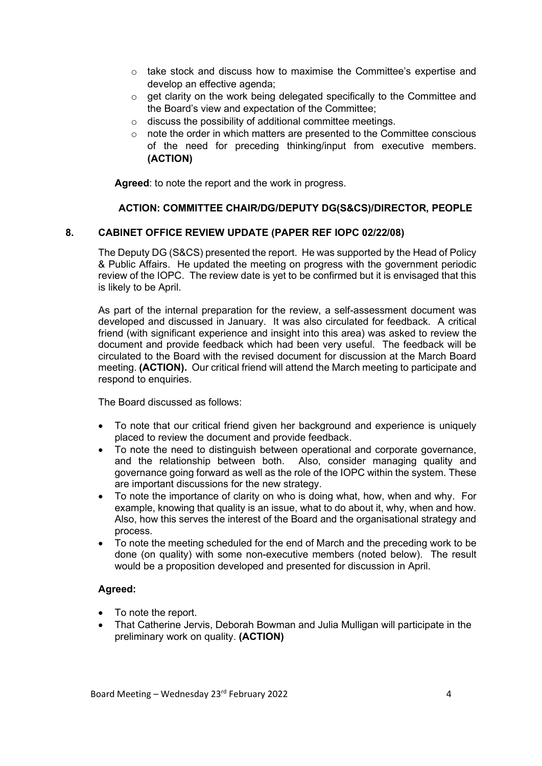- take stock and discuss how to maximise the Committee's expertise and develop an effective agenda;
- get clarity on the work being delegated specifically to the Committee and the Board's view and expectation of the Committee;
- discuss the possibility of additional committee meetings.
- note the order in which matters are presented to the Committee conscious of the need for preceding thinking/input from executive members. **(ACTION)**

**Agreed**: to note the report and the work in progress.

**ACTION: COMMITTEE CHAIR/DG/DEPUTY DG(S&CS)/DIRECTOR, PEOPLE**

## 8. CABINET OFFICE REVIEW UPDATE (PAPER REF IOPC 02/22/08)

The Deputy DG (S&CS) presented the report. He was supported by the Head of Policy & Public Affairs. He updated the meeting on progress with the government periodic review of the IOPC. The review date is yet to be confirmed but it is envisaged that this is likely to be April.

As part of the internal preparation for the review, a self-assessment document was developed and discussed in January. It was also circulated for feedback. A critical friend (with significant experience and insight into this area) was asked to review the document and provide feedback which had been very useful. The feedback will be circulated to the Board with the revised document for discussion at the March Board meeting. **(ACTION).** Our critical friend will attend the March meeting to participate and respond to enquiries.

The Board discussed as follows:

- To note that our critical friend given her background and experience is uniquely placed to review the document and provide feedback.
- To note the need to distinguish between operational and corporate governance, and the relationship between both. Also, consider managing quality and governance going forward as well as the role of the IOPC within the system. These are important discussions for the new strategy.
- To note the importance of clarity on who is doing what, how, when and why. For example, knowing that quality is an issue, what to do about it, why, when and how. Also, how this serves the interest of the Board and the organisational strategy and process.
- To note the meeting scheduled for the end of March and the preceding work to be done (on quality) with some non-executive members (noted below). The result would be a proposition developed and presented for discussion in April.

**Agreed:**

- To note the report.
- That Catherine Jervis, Deborah Bowman and Julia Mulligan will participate in the preliminary work on quality. **(ACTION)**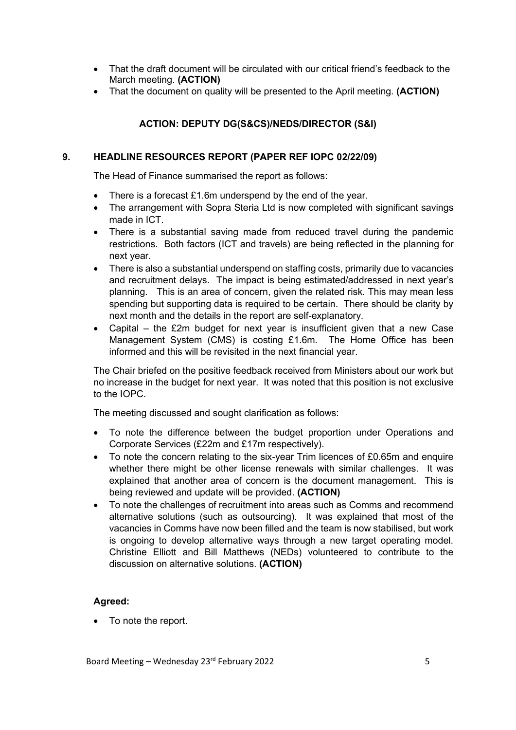- That the draft document will be circulated with our critical friend's feedback to the March meeting. **(ACTION)**
- That the document on quality will be presented to the April meeting. **(ACTION)**

**ACTION: DEPUTY DG(S&CS)/NEDS/DIRECTOR (S&I)**

## 9. HEADLINE RESOURCES REPORT (PAPER REF IOPC 02/22/09)

The Head of Finance summarised the report as follows:

- There is a forecast £1.6m underspend by the end of the year.
- The arrangement with Sopra Steria Ltd is now completed with significant savings made in ICT.
- There is a substantial saving made from reduced travel during the pandemic restrictions. Both factors (ICT and travels) are being reflected in the planning for next year.
- There is also a substantial underspend on staffing costs, primarily due to vacancies and recruitment delays. The impact is being estimated/addressed in next year's planning. This is an area of concern, given the related risk. This may mean less spending but supporting data is required to be certain. There should be clarity by next month and the details in the report are self-explanatory.
- Capital – the £2m budget for next year is insufficient given that a new Case Management System (CMS) is costing £1.6m. The Home Office has been informed and this will be revisited in the next financial year.

The Chair briefed on the positive feedback received from Ministers about our work but no increase in the budget for next year. It was noted that this position is not exclusive to the IOPC.

The meeting discussed and sought clarification as follows:

- To note the difference between the budget proportion under Operations and Corporate Services (£22m and £17m respectively).
- To note the concern relating to the six-year Trim licences of £0.65m and enquire whether there might be other license renewals with similar challenges. It was explained that another area of concern is the document management. This is being reviewed and update will be provided. **(ACTION)**
- To note the challenges of recruitment into areas such as Comms and recommend alternative solutions (such as outsourcing). It was explained that most of the vacancies in Comms have now been filled and the team is now stabilised, but work is ongoing to develop alternative ways through a new target operating model. Christine Elliott and Bill Matthews (NEDs) volunteered to contribute to the discussion on alternative solutions. **(ACTION)**

**Agreed:**

- To note the report.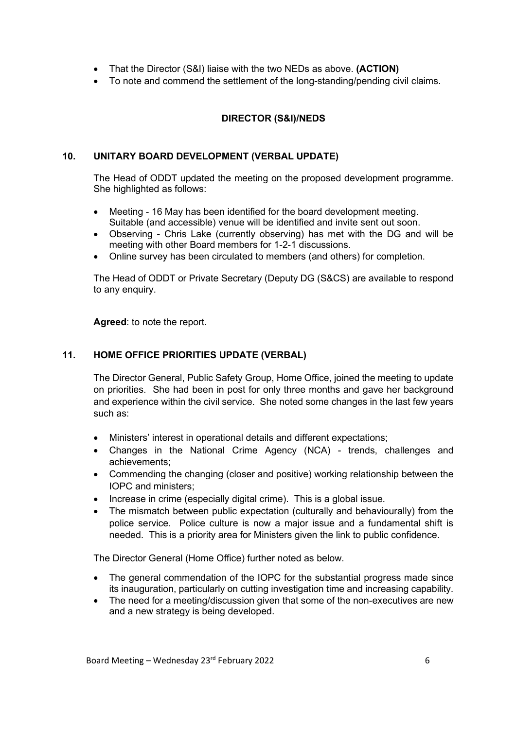- That the Director (S&I) liaise with the two NEDs as above. **(ACTION)**
- To note and commend the settlement of the long-standing/pending civil claims.

**DIRECTOR (S&I)/NEDS**

## 10. UNITARY BOARD DEVELOPMENT (VERBAL UPDATE)

The Head of ODDT updated the meeting on the proposed development programme. She highlighted as follows:

- Meeting - 16 May has been identified for the board development meeting. Suitable (and accessible) venue will be identified and invite sent out soon.
- Observing - Chris Lake (currently observing) has met with the DG and will be meeting with other Board members for 1-2-1 discussions.
- Online survey has been circulated to members (and others) for completion.

The Head of ODDT or Private Secretary (Deputy DG (S&CS) are available to respond to any enquiry.

**Agreed**: to note the report.

## 11. HOME OFFICE PRIORITIES UPDATE (VERBAL)

The Director General, Public Safety Group, Home Office, joined the meeting to update on priorities. She had been in post for only three months and gave her background and experience within the civil service. She noted some changes in the last few years such as:

- Ministers' interest in operational details and different expectations;
- Changes in the National Crime Agency (NCA) - trends, challenges and achievements;
- Commending the changing (closer and positive) working relationship between the IOPC and ministers;
- Increase in crime (especially digital crime). This is a global issue.
- The mismatch between public expectation (culturally and behaviourally) from the police service. Police culture is now a major issue and a fundamental shift is needed. This is a priority area for Ministers given the link to public confidence.

The Director General (Home Office) further noted as below.

- The general commendation of the IOPC for the substantial progress made since its inauguration, particularly on cutting investigation time and increasing capability.
- The need for a meeting/discussion given that some of the non-executives are new and a new strategy is being developed.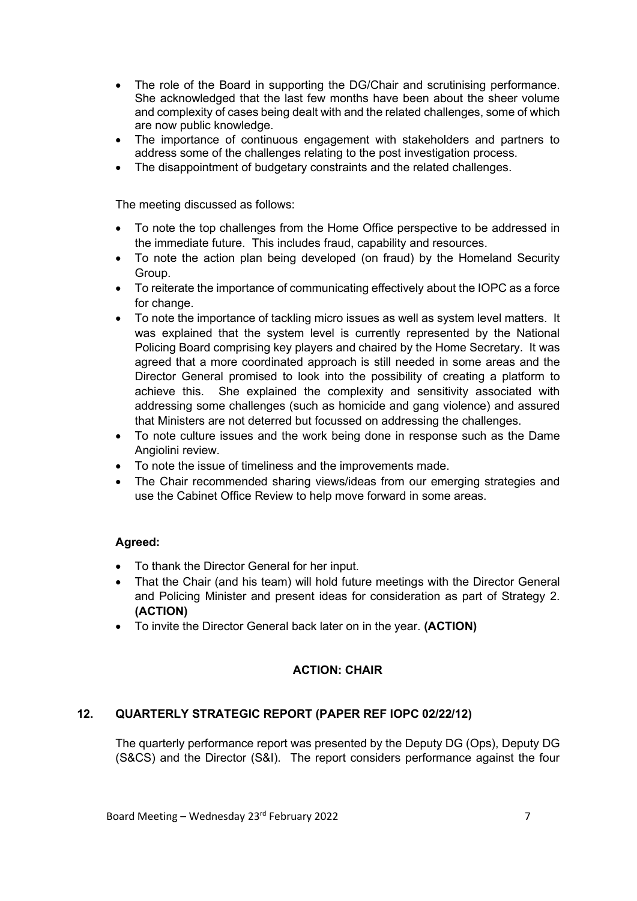- The role of the Board in supporting the DG/Chair and scrutinising performance. She acknowledged that the last few months have been about the sheer volume and complexity of cases being dealt with and the related challenges, some of which are now public knowledge.
- The importance of continuous engagement with stakeholders and partners to address some of the challenges relating to the post investigation process.
- The disappointment of budgetary constraints and the related challenges.

The meeting discussed as follows:

- To note the top challenges from the Home Office perspective to be addressed in the immediate future. This includes fraud, capability and resources.
- To note the action plan being developed (on fraud) by the Homeland Security Group.
- To reiterate the importance of communicating effectively about the IOPC as a force for change.
- To note the importance of tackling micro issues as well as system level matters. It was explained that the system level is currently represented by the National Policing Board comprising key players and chaired by the Home Secretary. It was agreed that a more coordinated approach is still needed in some areas and the Director General promised to look into the possibility of creating a platform to achieve this. She explained the complexity and sensitivity associated with addressing some challenges (such as homicide and gang violence) and assured that Ministers are not deterred but focussed on addressing the challenges.
- To note culture issues and the work being done in response such as the Dame Angiolini review.
- To note the issue of timeliness and the improvements made.
- The Chair recommended sharing views/ideas from our emerging strategies and use the Cabinet Office Review to help move forward in some areas.

**Agreed:**

- To thank the Director General for her input.
- That the Chair (and his team) will hold future meetings with the Director General and Policing Minister and present ideas for consideration as part of Strategy 2. **(ACTION)**
- To invite the Director General back later on in the year. **(ACTION)**

**ACTION: CHAIR**

## 12. QUARTERLY STRATEGIC REPORT (PAPER REF IOPC 02/22/12)

The quarterly performance report was presented by the Deputy DG (Ops), Deputy DG (S&CS) and the Director (S&I). The report considers performance against the four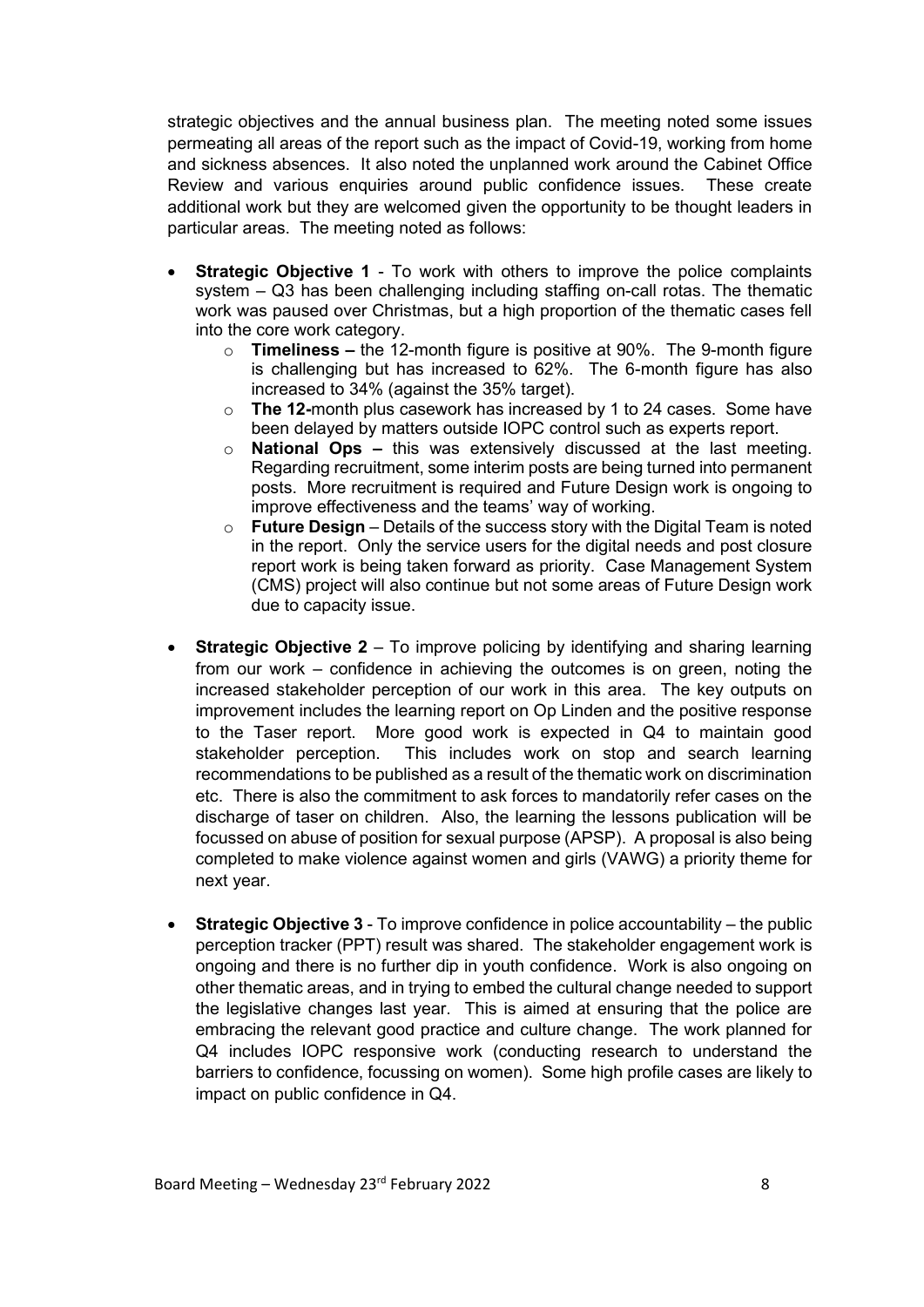strategic objectives and the annual business plan. The meeting noted some issues permeating all areas of the report such as the impact of Covid-19, working from home and sickness absences. It also noted the unplanned work around the Cabinet Office Review and various enquiries around public confidence issues. These create additional work but they are welcomed given the opportunity to be thought leaders in particular areas. The meeting noted as follows:

- **Strategic Objective 1** - To work with others to improve the police complaints system – Q3 has been challenging including staffing on-call rotas. The thematic work was paused over Christmas, but a high proportion of the thematic cases fell into the core work category.
    - **Timeliness –** the 12-month figure is positive at 90%. The 9-month figure is challenging but has increased to 62%. The 6-month figure has also increased to 34% (against the 35% target).
    - **The 12-**month plus casework has increased by 1 to 24 cases. Some have been delayed by matters outside IOPC control such as experts report.
    - **National Ops –** this was extensively discussed at the last meeting. Regarding recruitment, some interim posts are being turned into permanent posts. More recruitment is required and Future Design work is ongoing to improve effectiveness and the teams' way of working.
    - **Future Design** – Details of the success story with the Digital Team is noted in the report. Only the service users for the digital needs and post closure report work is being taken forward as priority. Case Management System (CMS) project will also continue but not some areas of Future Design work due to capacity issue.

- **Strategic Objective 2** – To improve policing by identifying and sharing learning from our work – confidence in achieving the outcomes is on green, noting the increased stakeholder perception of our work in this area. The key outputs on improvement includes the learning report on Op Linden and the positive response to the Taser report. More good work is expected in Q4 to maintain good stakeholder perception. This includes work on stop and search learning recommendations to be published as a result of the thematic work on discrimination etc. There is also the commitment to ask forces to mandatorily refer cases on the discharge of taser on children. Also, the learning the lessons publication will be focussed on abuse of position for sexual purpose (APSP). A proposal is also being completed to make violence against women and girls (VAWG) a priority theme for next year.

- **Strategic Objective 3** - To improve confidence in police accountability – the public perception tracker (PPT) result was shared. The stakeholder engagement work is ongoing and there is no further dip in youth confidence. Work is also ongoing on other thematic areas, and in trying to embed the cultural change needed to support the legislative changes last year. This is aimed at ensuring that the police are embracing the relevant good practice and culture change. The work planned for Q4 includes IOPC responsive work (conducting research to understand the barriers to confidence, focussing on women). Some high profile cases are likely to impact on public confidence in Q4.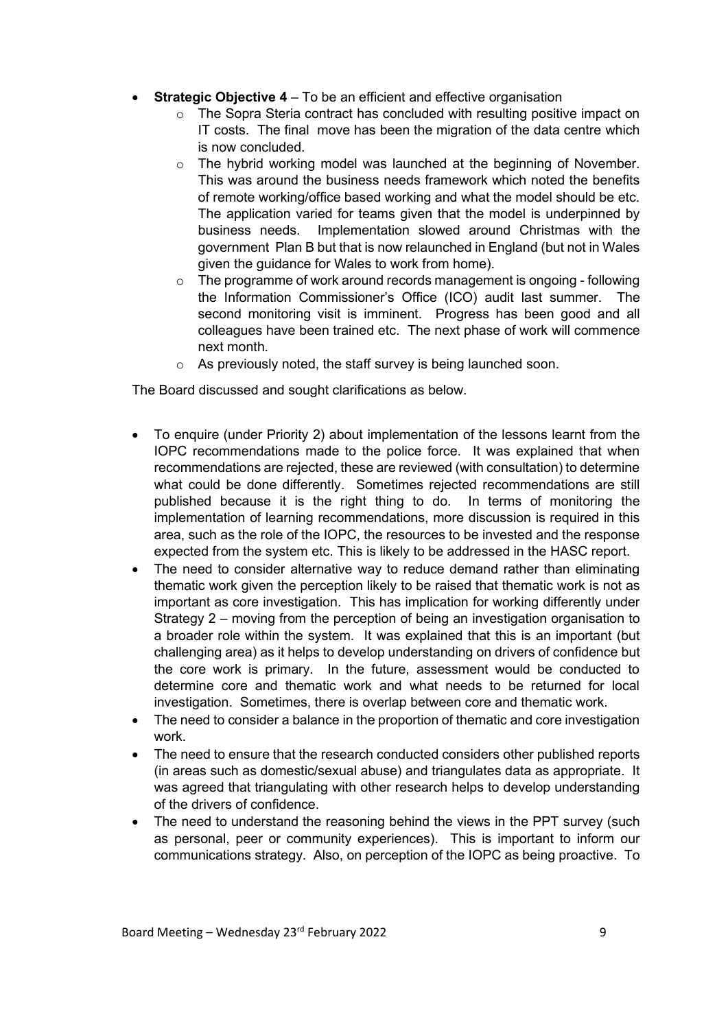- **Strategic Objective 4** – To be an efficient and effective organisation
    - The Sopra Steria contract has concluded with resulting positive impact on IT costs. The final move has been the migration of the data centre which is now concluded.
    - The hybrid working model was launched at the beginning of November. This was around the business needs framework which noted the benefits of remote working/office based working and what the model should be etc. The application varied for teams given that the model is underpinned by business needs. Implementation slowed around Christmas with the government Plan B but that is now relaunched in England (but not in Wales given the guidance for Wales to work from home).
    - The programme of work around records management is ongoing - following the Information Commissioner's Office (ICO) audit last summer. The second monitoring visit is imminent. Progress has been good and all colleagues have been trained etc. The next phase of work will commence next month.
    - As previously noted, the staff survey is being launched soon.

The Board discussed and sought clarifications as below.

- To enquire (under Priority 2) about implementation of the lessons learnt from the IOPC recommendations made to the police force. It was explained that when recommendations are rejected, these are reviewed (with consultation) to determine what could be done differently. Sometimes rejected recommendations are still published because it is the right thing to do. In terms of monitoring the implementation of learning recommendations, more discussion is required in this area, such as the role of the IOPC, the resources to be invested and the response expected from the system etc. This is likely to be addressed in the HASC report.
- The need to consider alternative way to reduce demand rather than eliminating thematic work given the perception likely to be raised that thematic work is not as important as core investigation. This has implication for working differently under Strategy 2 – moving from the perception of being an investigation organisation to a broader role within the system. It was explained that this is an important (but challenging area) as it helps to develop understanding on drivers of confidence but the core work is primary. In the future, assessment would be conducted to determine core and thematic work and what needs to be returned for local investigation. Sometimes, there is overlap between core and thematic work.
- The need to consider a balance in the proportion of thematic and core investigation work.
- The need to ensure that the research conducted considers other published reports (in areas such as domestic/sexual abuse) and triangulates data as appropriate. It was agreed that triangulating with other research helps to develop understanding of the drivers of confidence.
- The need to understand the reasoning behind the views in the PPT survey (such as personal, peer or community experiences). This is important to inform our communications strategy. Also, on perception of the IOPC as being proactive. To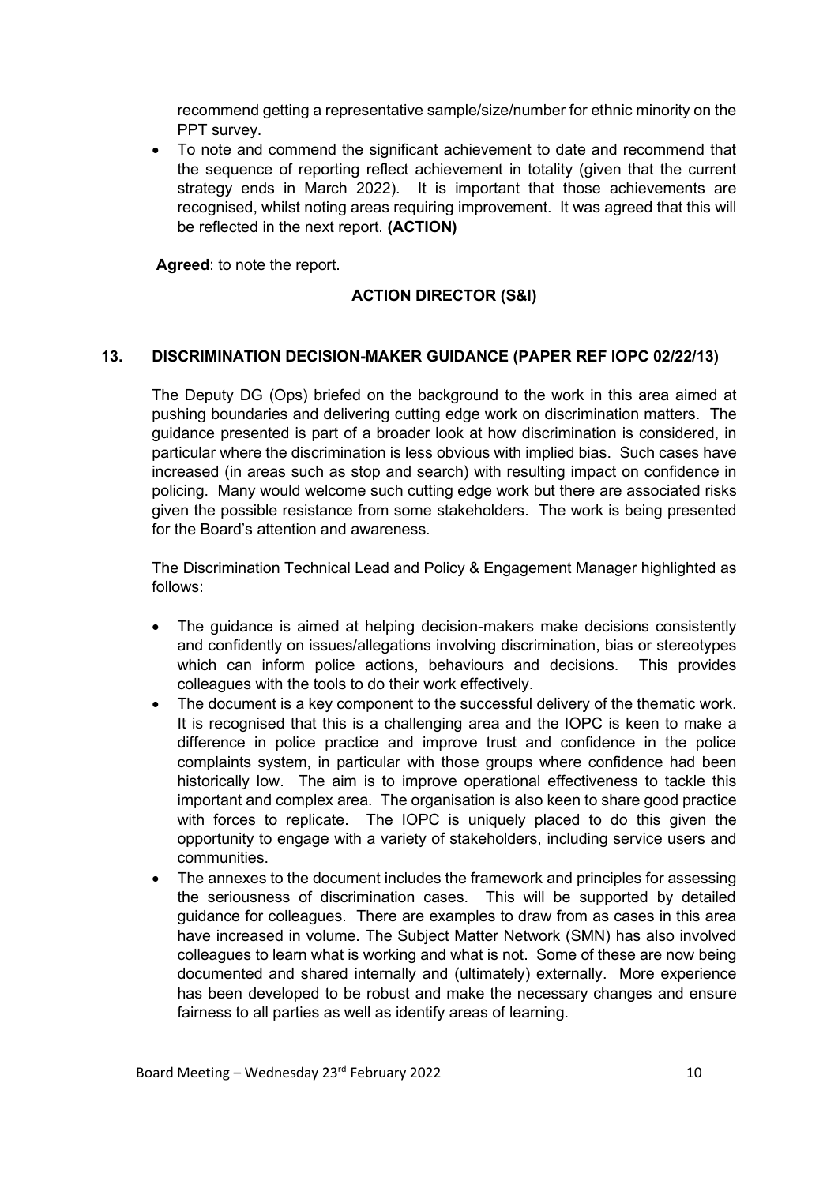recommend getting a representative sample/size/number for ethnic minority on the PPT survey.

- To note and commend the significant achievement to date and recommend that the sequence of reporting reflect achievement in totality (given that the current strategy ends in March 2022). It is important that those achievements are recognised, whilst noting areas requiring improvement. It was agreed that this will be reflected in the next report. **(ACTION)**

**Agreed**: to note the report.

**ACTION DIRECTOR (S&I)**

## 13. DISCRIMINATION DECISION-MAKER GUIDANCE (PAPER REF IOPC 02/22/13)

The Deputy DG (Ops) briefed on the background to the work in this area aimed at pushing boundaries and delivering cutting edge work on discrimination matters. The guidance presented is part of a broader look at how discrimination is considered, in particular where the discrimination is less obvious with implied bias. Such cases have increased (in areas such as stop and search) with resulting impact on confidence in policing. Many would welcome such cutting edge work but there are associated risks given the possible resistance from some stakeholders. The work is being presented for the Board's attention and awareness.

The Discrimination Technical Lead and Policy & Engagement Manager highlighted as follows:

- The guidance is aimed at helping decision-makers make decisions consistently and confidently on issues/allegations involving discrimination, bias or stereotypes which can inform police actions, behaviours and decisions. This provides colleagues with the tools to do their work effectively.
- The document is a key component to the successful delivery of the thematic work. It is recognised that this is a challenging area and the IOPC is keen to make a difference in police practice and improve trust and confidence in the police complaints system, in particular with those groups where confidence had been historically low. The aim is to improve operational effectiveness to tackle this important and complex area. The organisation is also keen to share good practice with forces to replicate. The IOPC is uniquely placed to do this given the opportunity to engage with a variety of stakeholders, including service users and communities.
- The annexes to the document includes the framework and principles for assessing the seriousness of discrimination cases. This will be supported by detailed guidance for colleagues. There are examples to draw from as cases in this area have increased in volume. The Subject Matter Network (SMN) has also involved colleagues to learn what is working and what is not. Some of these are now being documented and shared internally and (ultimately) externally. More experience has been developed to be robust and make the necessary changes and ensure fairness to all parties as well as identify areas of learning.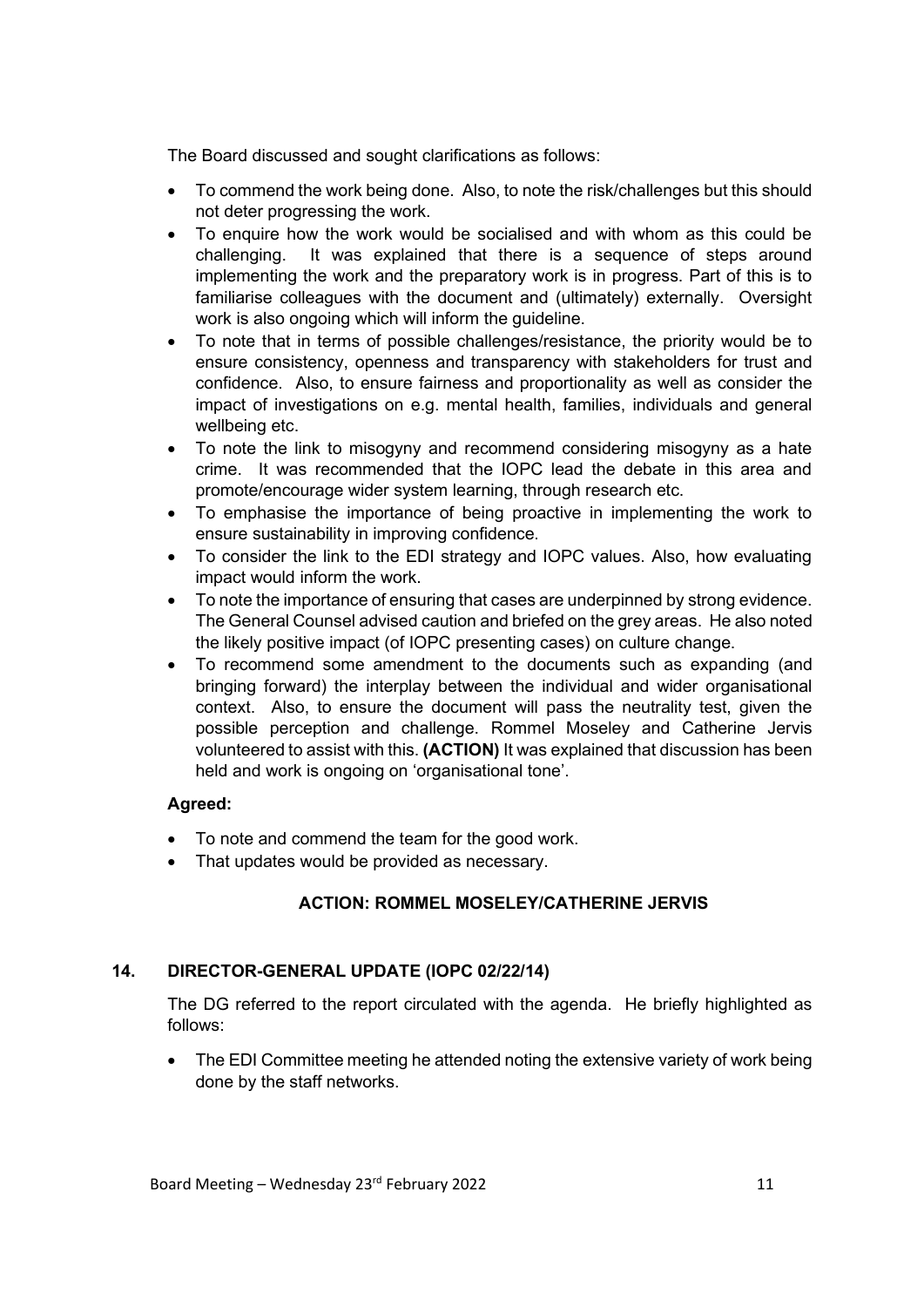The Board discussed and sought clarifications as follows:

- To commend the work being done. Also, to note the risk/challenges but this should not deter progressing the work.
- To enquire how the work would be socialised and with whom as this could be challenging. It was explained that there is a sequence of steps around implementing the work and the preparatory work is in progress. Part of this is to familiarise colleagues with the document and (ultimately) externally. Oversight work is also ongoing which will inform the guideline.
- To note that in terms of possible challenges/resistance, the priority would be to ensure consistency, openness and transparency with stakeholders for trust and confidence. Also, to ensure fairness and proportionality as well as consider the impact of investigations on e.g. mental health, families, individuals and general wellbeing etc.
- To note the link to misogyny and recommend considering misogyny as a hate crime. It was recommended that the IOPC lead the debate in this area and promote/encourage wider system learning, through research etc.
- To emphasise the importance of being proactive in implementing the work to ensure sustainability in improving confidence.
- To consider the link to the EDI strategy and IOPC values. Also, how evaluating impact would inform the work.
- To note the importance of ensuring that cases are underpinned by strong evidence. The General Counsel advised caution and briefed on the grey areas. He also noted the likely positive impact (of IOPC presenting cases) on culture change.
- To recommend some amendment to the documents such as expanding (and bringing forward) the interplay between the individual and wider organisational context. Also, to ensure the document will pass the neutrality test, given the possible perception and challenge. Rommel Moseley and Catherine Jervis volunteered to assist with this. **(ACTION)** It was explained that discussion has been held and work is ongoing on 'organisational tone'.

**Agreed:**

- To note and commend the team for the good work.
- That updates would be provided as necessary.

**ACTION: ROMMEL MOSELEY/CATHERINE JERVIS**

## 14. DIRECTOR-GENERAL UPDATE (IOPC 02/22/14)

The DG referred to the report circulated with the agenda. He briefly highlighted as follows:

- The EDI Committee meeting he attended noting the extensive variety of work being done by the staff networks.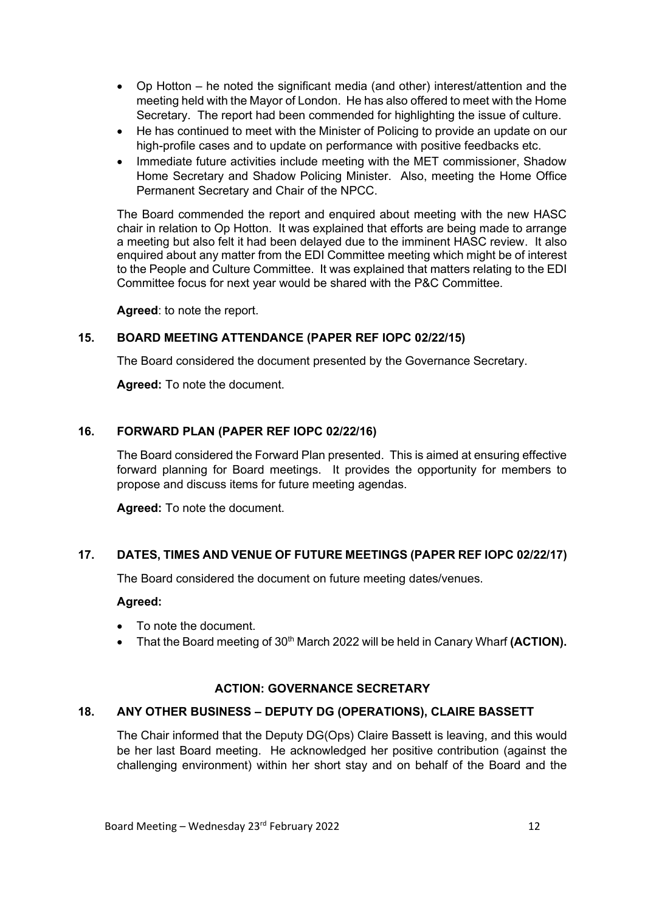- Op Hotton – he noted the significant media (and other) interest/attention and the meeting held with the Mayor of London. He has also offered to meet with the Home Secretary. The report had been commended for highlighting the issue of culture.
- He has continued to meet with the Minister of Policing to provide an update on our high-profile cases and to update on performance with positive feedbacks etc.
- Immediate future activities include meeting with the MET commissioner, Shadow Home Secretary and Shadow Policing Minister. Also, meeting the Home Office Permanent Secretary and Chair of the NPCC.

The Board commended the report and enquired about meeting with the new HASC chair in relation to Op Hotton. It was explained that efforts are being made to arrange a meeting but also felt it had been delayed due to the imminent HASC review. It also enquired about any matter from the EDI Committee meeting which might be of interest to the People and Culture Committee. It was explained that matters relating to the EDI Committee focus for next year would be shared with the P&C Committee.

**Agreed**: to note the report.

## 15. BOARD MEETING ATTENDANCE (PAPER REF IOPC 02/22/15)

The Board considered the document presented by the Governance Secretary.

**Agreed:** To note the document.

## 16. FORWARD PLAN (PAPER REF IOPC 02/22/16)

The Board considered the Forward Plan presented. This is aimed at ensuring effective forward planning for Board meetings. It provides the opportunity for members to propose and discuss items for future meeting agendas.

**Agreed:** To note the document.

## 17. DATES, TIMES AND VENUE OF FUTURE MEETINGS (PAPER REF IOPC 02/22/17)

The Board considered the document on future meeting dates/venues.

**Agreed:**

- To note the document.
- That the Board meeting of 30th March 2022 will be held in Canary Wharf **(ACTION).**

**ACTION: GOVERNANCE SECRETARY**

## 18. ANY OTHER BUSINESS – DEPUTY DG (OPERATIONS), CLAIRE BASSETT

The Chair informed that the Deputy DG(Ops) Claire Bassett is leaving, and this would be her last Board meeting. He acknowledged her positive contribution (against the challenging environment) within her short stay and on behalf of the Board and the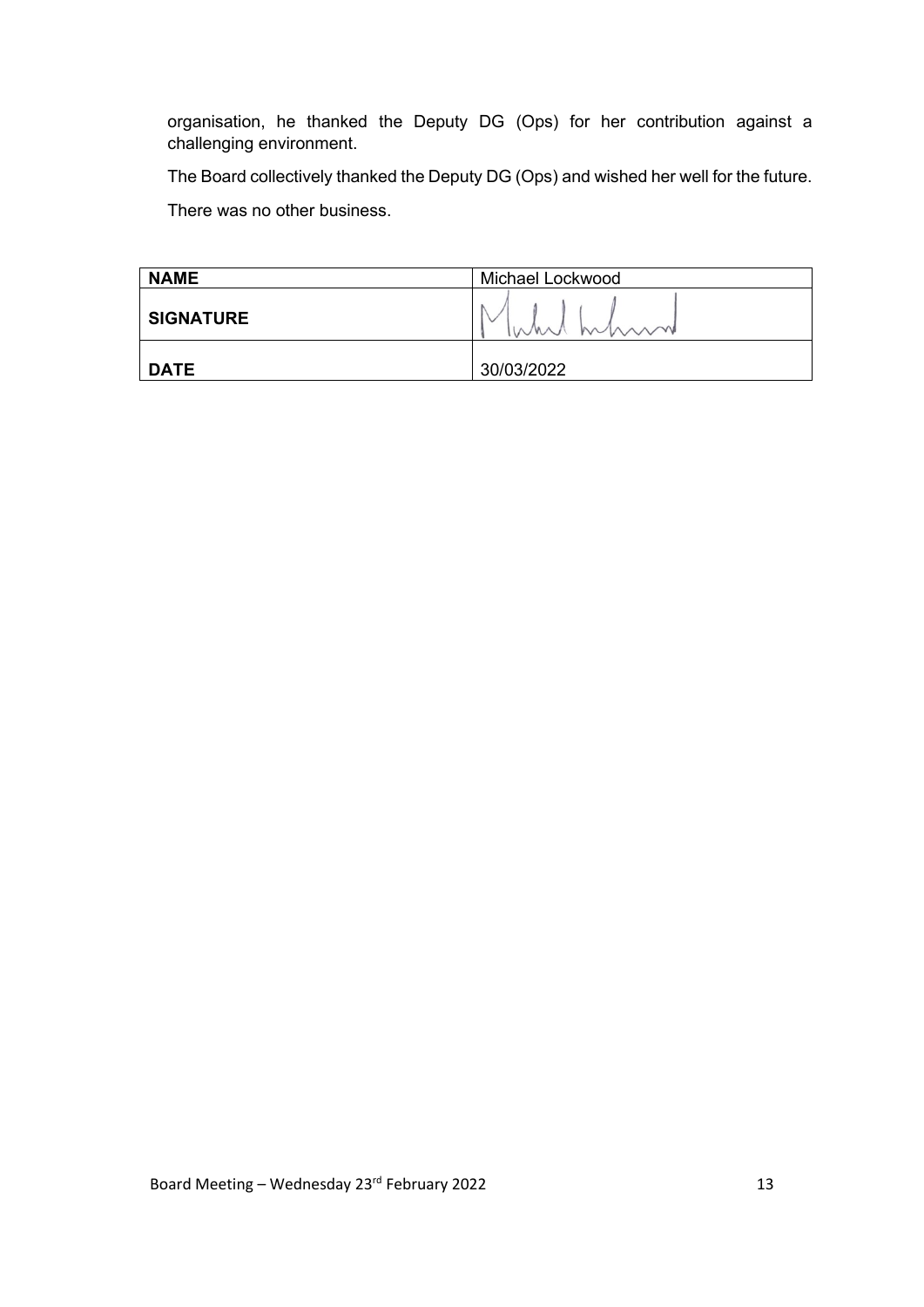organisation, he thanked the Deputy DG (Ops) for her contribution against a challenging environment.

The Board collectively thanked the Deputy DG (Ops) and wished her well for the future.

There was no other business.

| **NAME** | Michael Lockwood |
|---|---|
| **SIGNATURE** | |
| **DATE** | 30/03/2022 |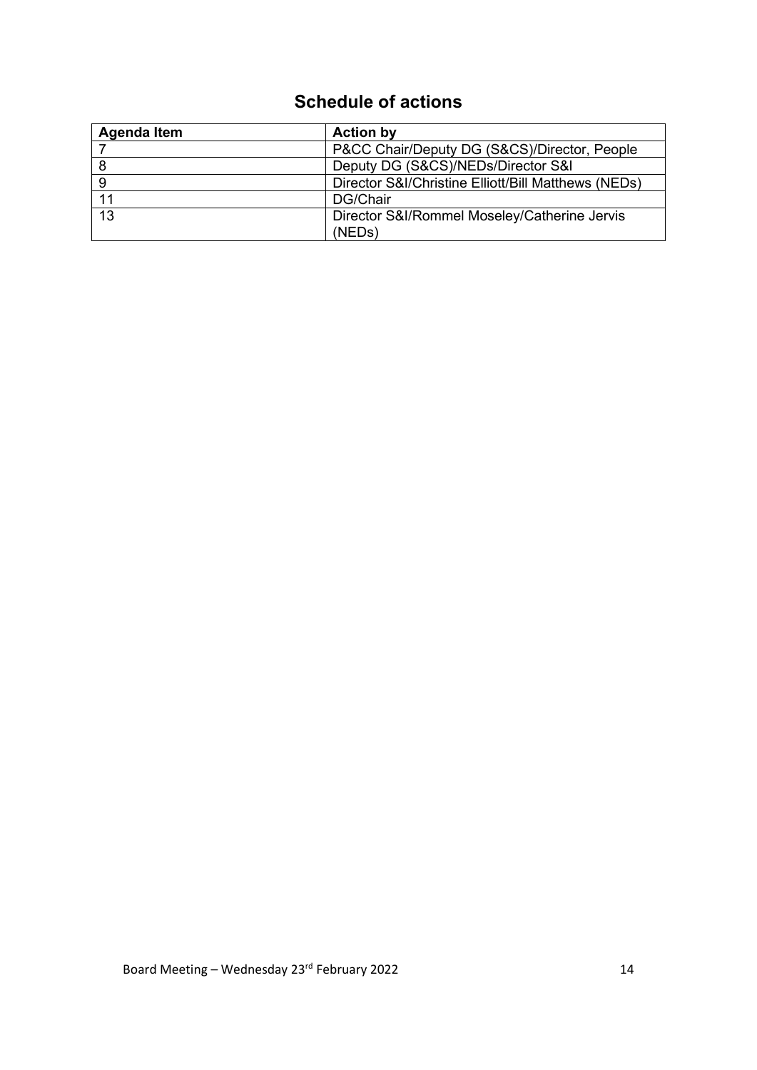# Schedule of actions

| Agenda Item | Action by |
|---|---|
| 7 | P&CC Chair/Deputy DG (S&CS)/Director, People |
| 8 | Deputy DG (S&CS)/NEDs/Director S&I |
| 9 | Director S&I/Christine Elliott/Bill Matthews (NEDs) |
| 11 | DG/Chair |
| 13 | Director S&I/Rommel Moseley/Catherine Jervis (NEDs) |